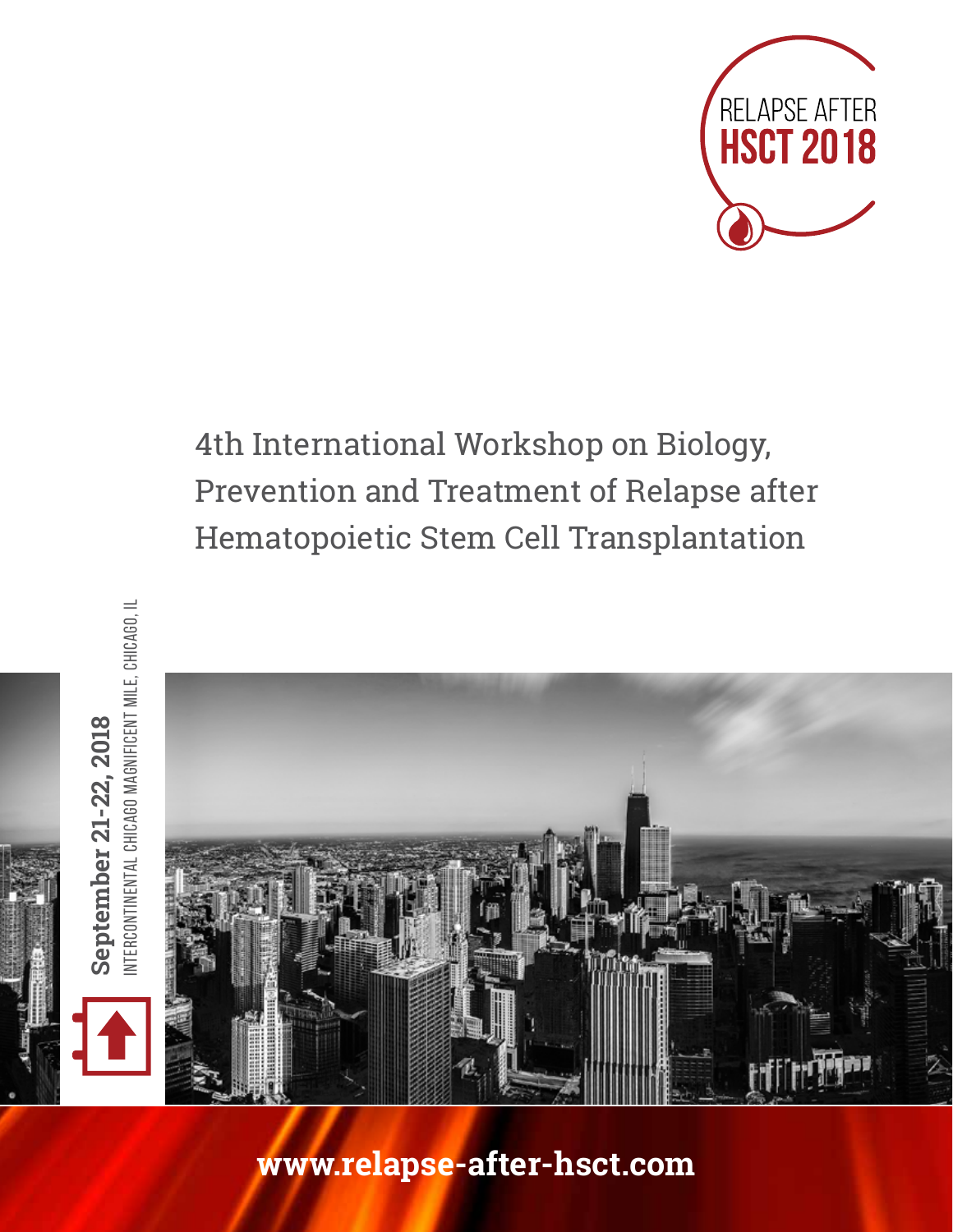RELAPSE AFTER
**HSCT 2018**

# 4th International Workshop on Biology, Prevention and Treatment of Relapse after Hematopoietic Stem Cell Transplantation

**September 21-22, 2018**

INTERCONTINENTAL CHICAGO MAGNIFICENT MILE, CHICAGO, IL

**www.relapse-after-hsct.com**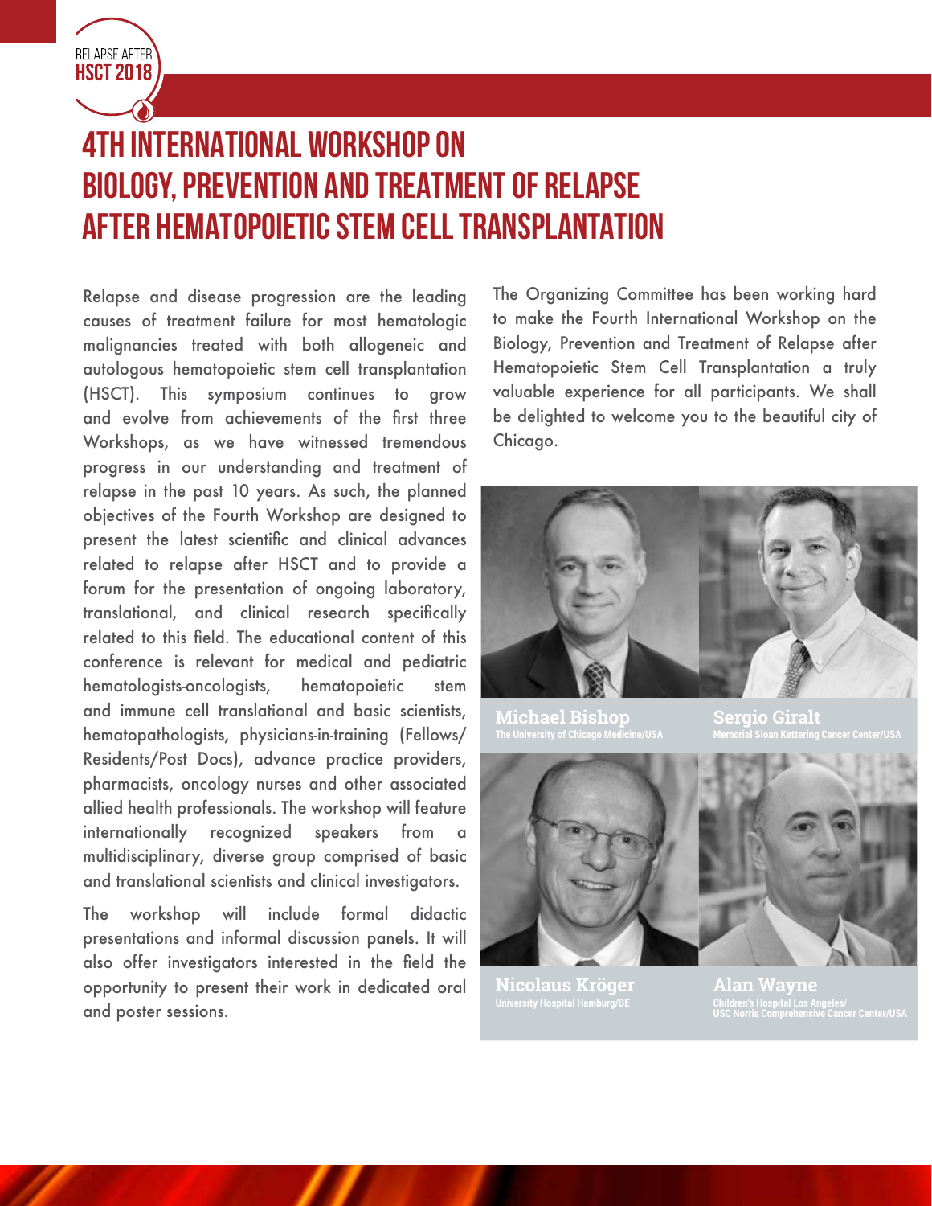# 4TH INTERNATIONAL WORKSHOP ON BIOLOGY, PREVENTION AND TREATMENT OF RELAPSE AFTER HEMATOPOIETIC STEM CELL TRANSPLANTATION

Relapse and disease progression are the leading causes of treatment failure for most hematologic malignancies treated with both allogeneic and autologous hematopoietic stem cell transplantation (HSCT). This symposium continues to grow and evolve from achievements of the first three Workshops, as we have witnessed tremendous progress in our understanding and treatment of relapse in the past 10 years. As such, the planned objectives of the Fourth Workshop are designed to present the latest scientific and clinical advances related to relapse after HSCT and to provide a forum for the presentation of ongoing laboratory, translational, and clinical research specifically related to this field. The educational content of this conference is relevant for medical and pediatric hematologists-oncologists, hematopoietic stem and immune cell translational and basic scientists, hematopathologists, physicians-in-training (Fellows/Residents/Post Docs), advance practice providers, pharmacists, oncology nurses and other associated allied health professionals. The workshop will feature internationally recognized speakers from a multidisciplinary, diverse group comprised of basic and translational scientists and clinical investigators.

The workshop will include formal didactic presentations and informal discussion panels. It will also offer investigators interested in the field the opportunity to present their work in dedicated oral and poster sessions.

The Organizing Committee has been working hard to make the Fourth International Workshop on the Biology, Prevention and Treatment of Relapse after Hematopoietic Stem Cell Transplantation a truly valuable experience for all participants. We shall be delighted to welcome you to the beautiful city of Chicago.

**Michael Bishop**
The University of Chicago Medicine/USA

**Sergio Giralt**
Memorial Sloan Kettering Cancer Center/USA

**Nicolaus Kröger**
University Hospital Hamburg/DE

**Alan Wayne**
Children's Hospital Los Angeles/
USC Norris Comprehensive Cancer Center/USA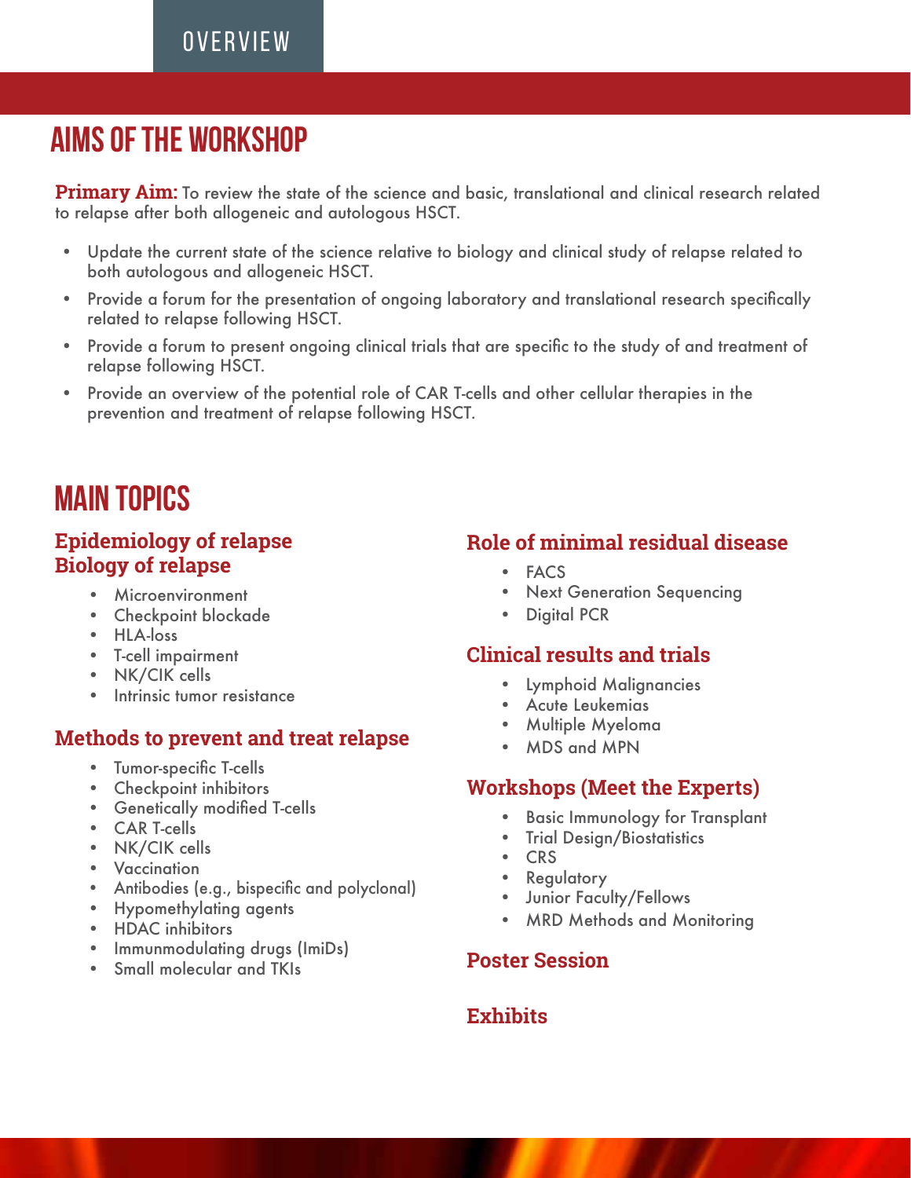OVERVIEW

# AIMS OF THE WORKSHOP

**Primary Aim:** To review the state of the science and basic, translational and clinical research related to relapse after both allogeneic and autologous HSCT.

- Update the current state of the science relative to biology and clinical study of relapse related to both autologous and allogeneic HSCT.
- Provide a forum for the presentation of ongoing laboratory and translational research specifically related to relapse following HSCT.
- Provide a forum to present ongoing clinical trials that are specific to the study of and treatment of relapse following HSCT.
- Provide an overview of the potential role of CAR T-cells and other cellular therapies in the prevention and treatment of relapse following HSCT.

# MAIN TOPICS

### Epidemiology of relapse

### Biology of relapse

- Microenvironment
- Checkpoint blockade
- HLA-loss
- T-cell impairment
- NK/CIK cells
- Intrinsic tumor resistance

### Methods to prevent and treat relapse

- Tumor-specific T-cells
- Checkpoint inhibitors
- Genetically modified T-cells
- CAR T-cells
- NK/CIK cells
- Vaccination
- Antibodies (e.g., bispecific and polyclonal)
- Hypomethylating agents
- HDAC inhibitors
- Immunmodulating drugs (ImiDs)
- Small molecular and TKIs

### Role of minimal residual disease

- FACS
- Next Generation Sequencing
- Digital PCR

### Clinical results and trials

- Lymphoid Malignancies
- Acute Leukemias
- Multiple Myeloma
- MDS and MPN

### Workshops (Meet the Experts)

- Basic Immunology for Transplant
- Trial Design/Biostatistics
- CRS
- Regulatory
- Junior Faculty/Fellows
- MRD Methods and Monitoring

### Poster Session

### Exhibits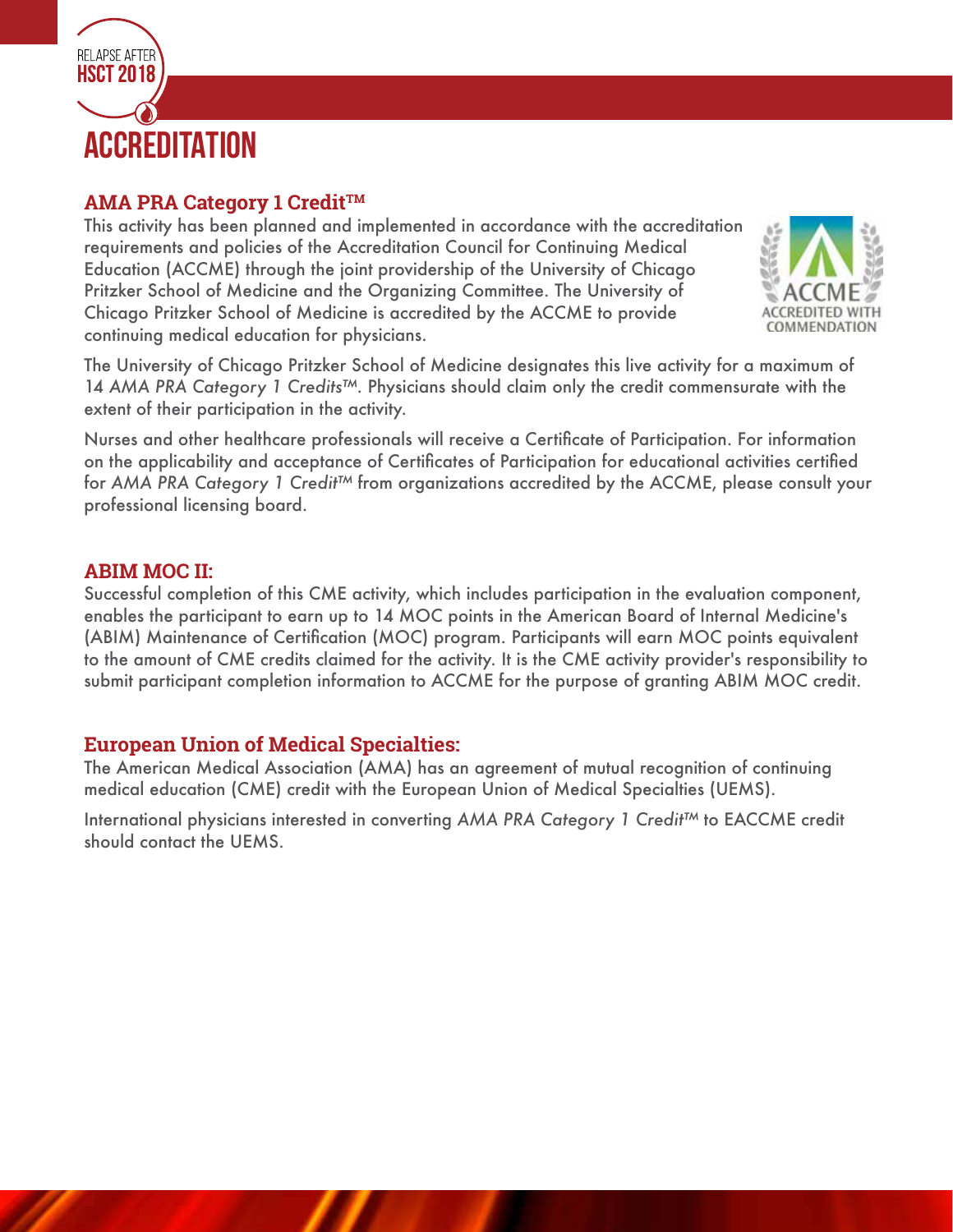# ACCREDITATION

## AMA PRA Category 1 Credit™

This activity has been planned and implemented in accordance with the accreditation requirements and policies of the Accreditation Council for Continuing Medical Education (ACCME) through the joint providership of the University of Chicago Pritzker School of Medicine and the Organizing Committee. The University of Chicago Pritzker School of Medicine is accredited by the ACCME to provide continuing medical education for physicians.

The University of Chicago Pritzker School of Medicine designates this live activity for a maximum of 14 *AMA PRA Category 1 Credits™*. Physicians should claim only the credit commensurate with the extent of their participation in the activity.

Nurses and other healthcare professionals will receive a Certificate of Participation. For information on the applicability and acceptance of Certificates of Participation for educational activities certified for *AMA PRA Category 1 Credit™* from organizations accredited by the ACCME, please consult your professional licensing board.

## ABIM MOC II:

Successful completion of this CME activity, which includes participation in the evaluation component, enables the participant to earn up to 14 MOC points in the American Board of Internal Medicine's (ABIM) Maintenance of Certification (MOC) program. Participants will earn MOC points equivalent to the amount of CME credits claimed for the activity. It is the CME activity provider's responsibility to submit participant completion information to ACCME for the purpose of granting ABIM MOC credit.

## European Union of Medical Specialties:

The American Medical Association (AMA) has an agreement of mutual recognition of continuing medical education (CME) credit with the European Union of Medical Specialties (UEMS).

International physicians interested in converting *AMA PRA Category 1 Credit™* to EACCME credit should contact the UEMS.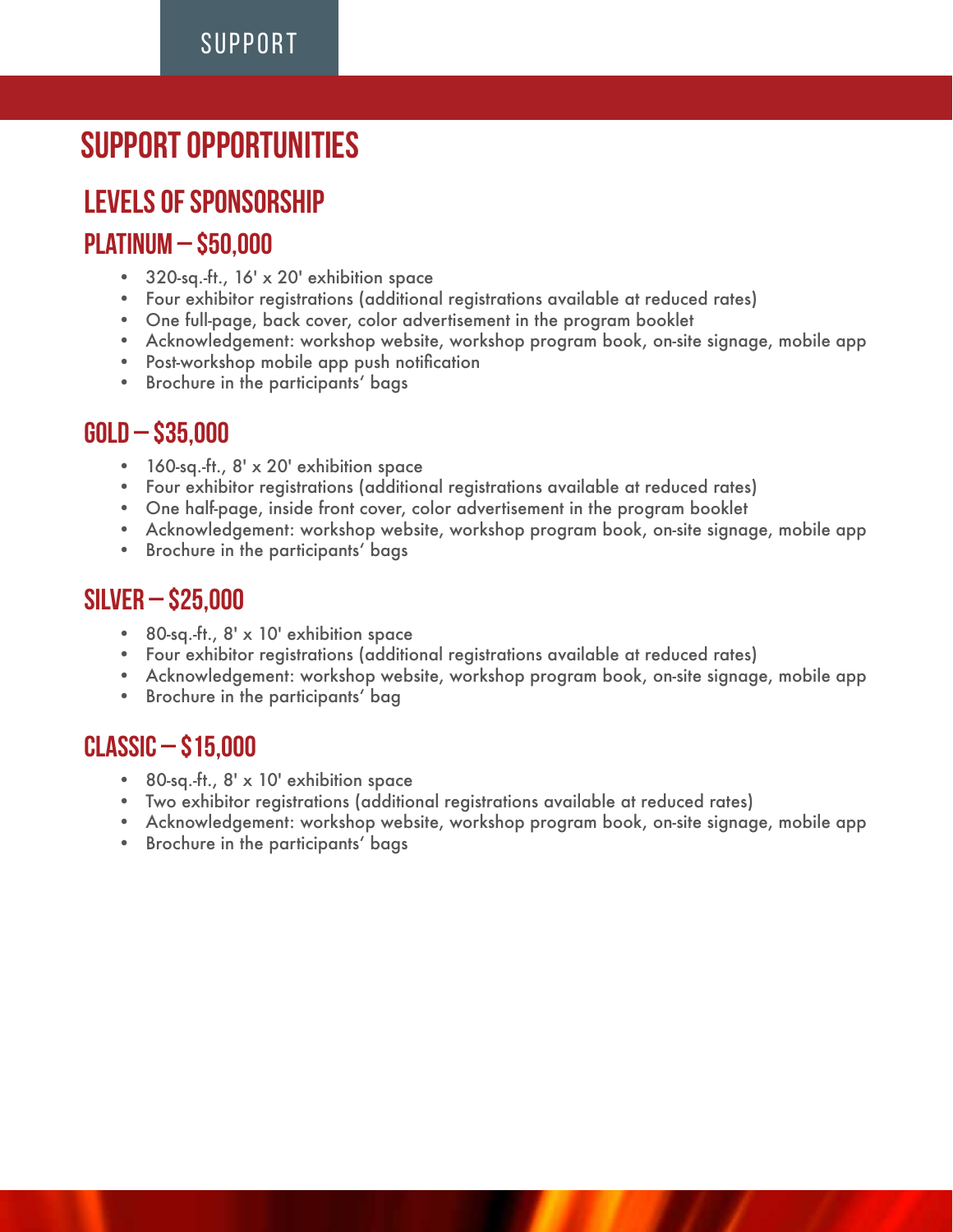# SUPPORT OPPORTUNITIES

## LEVELS OF SPONSORSHIP

### PLATINUM – $50,000

- 320-sq.-ft., 16' x 20' exhibition space
- Four exhibitor registrations (additional registrations available at reduced rates)
- One full-page, back cover, color advertisement in the program booklet
- Acknowledgement: workshop website, workshop program book, on-site signage, mobile app
- Post-workshop mobile app push notification
- Brochure in the participants' bags

### GOLD – $35,000

- 160-sq.-ft., 8' x 20' exhibition space
- Four exhibitor registrations (additional registrations available at reduced rates)
- One half-page, inside front cover, color advertisement in the program booklet
- Acknowledgement: workshop website, workshop program book, on-site signage, mobile app
- Brochure in the participants' bags

### SILVER – $25,000

- 80-sq.-ft., 8' x 10' exhibition space
- Four exhibitor registrations (additional registrations available at reduced rates)
- Acknowledgement: workshop website, workshop program book, on-site signage, mobile app
- Brochure in the participants' bag

### CLASSIC – $15,000

- 80-sq.-ft., 8' x 10' exhibition space
- Two exhibitor registrations (additional registrations available at reduced rates)
- Acknowledgement: workshop website, workshop program book, on-site signage, mobile app
- Brochure in the participants' bags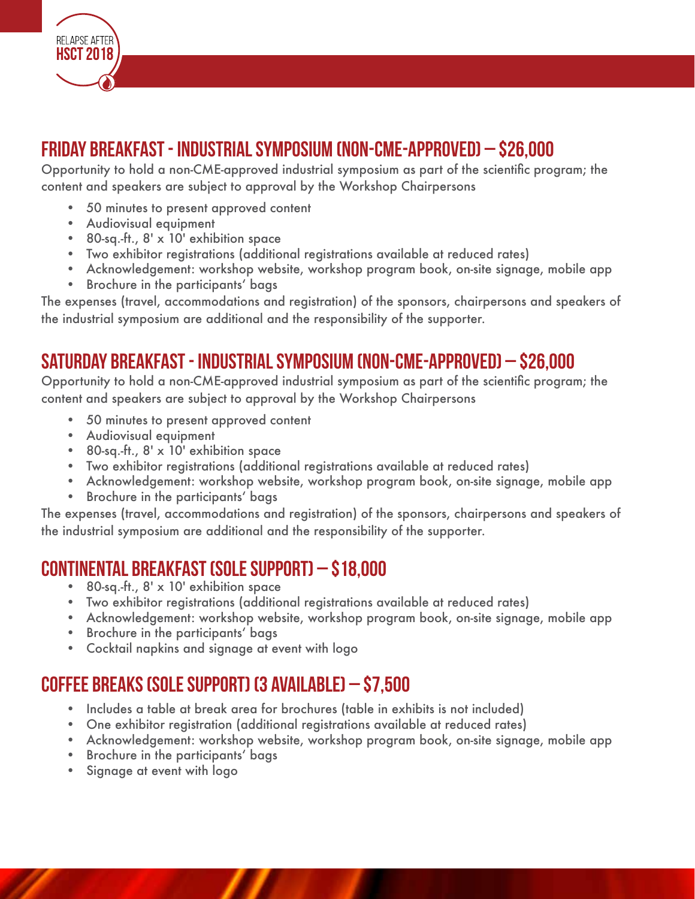## FRIDAY BREAKFAST - INDUSTRIAL SYMPOSIUM (NON-CME-APPROVED) – $26,000

Opportunity to hold a non-CME-approved industrial symposium as part of the scientific program; the content and speakers are subject to approval by the Workshop Chairpersons

- 50 minutes to present approved content
- Audiovisual equipment
- 80-sq.-ft., 8' x 10' exhibition space
- Two exhibitor registrations (additional registrations available at reduced rates)
- Acknowledgement: workshop website, workshop program book, on-site signage, mobile app
- Brochure in the participants' bags

The expenses (travel, accommodations and registration) of the sponsors, chairpersons and speakers of the industrial symposium are additional and the responsibility of the supporter.

## SATURDAY BREAKFAST - INDUSTRIAL SYMPOSIUM (NON-CME-APPROVED) – $26,000

Opportunity to hold a non-CME-approved industrial symposium as part of the scientific program; the content and speakers are subject to approval by the Workshop Chairpersons

- 50 minutes to present approved content
- Audiovisual equipment
- 80-sq.-ft., 8' x 10' exhibition space
- Two exhibitor registrations (additional registrations available at reduced rates)
- Acknowledgement: workshop website, workshop program book, on-site signage, mobile app
- Brochure in the participants' bags

The expenses (travel, accommodations and registration) of the sponsors, chairpersons and speakers of the industrial symposium are additional and the responsibility of the supporter.

## CONTINENTAL BREAKFAST (SOLE SUPPORT) – $18,000

- 80-sq.-ft., 8' x 10' exhibition space
- Two exhibitor registrations (additional registrations available at reduced rates)
- Acknowledgement: workshop website, workshop program book, on-site signage, mobile app
- Brochure in the participants' bags
- Cocktail napkins and signage at event with logo

## COFFEE BREAKS (SOLE SUPPORT) (3 AVAILABLE) – $7,500

- Includes a table at break area for brochures (table in exhibits is not included)
- One exhibitor registration (additional registrations available at reduced rates)
- Acknowledgement: workshop website, workshop program book, on-site signage, mobile app
- Brochure in the participants' bags
- Signage at event with logo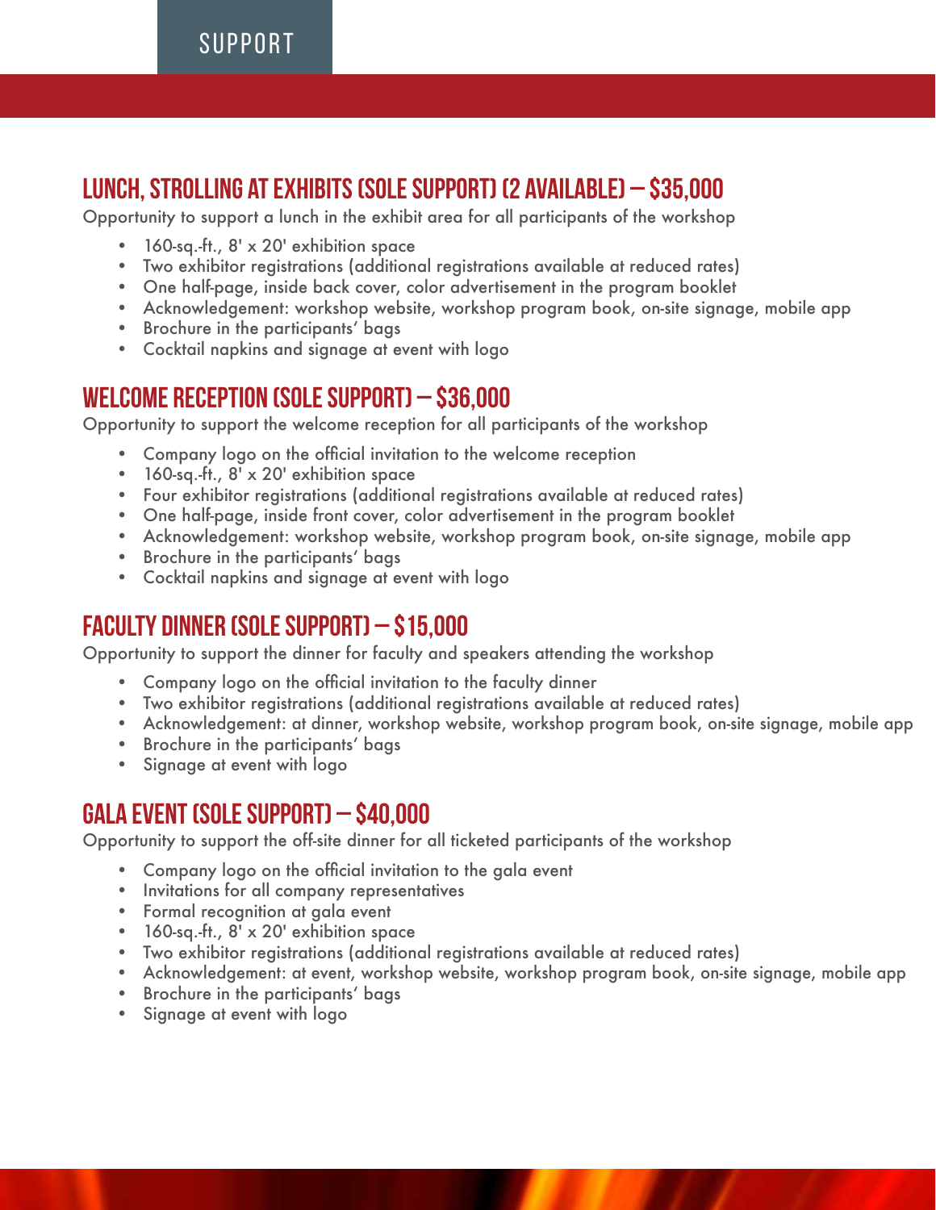# SUPPORT

## LUNCH, STROLLING AT EXHIBITS (SOLE SUPPORT) (2 AVAILABLE) – $35,000

Opportunity to support a lunch in the exhibit area for all participants of the workshop

- 160-sq.-ft., 8' x 20' exhibition space
- Two exhibitor registrations (additional registrations available at reduced rates)
- One half-page, inside back cover, color advertisement in the program booklet
- Acknowledgement: workshop website, workshop program book, on-site signage, mobile app
- Brochure in the participants' bags
- Cocktail napkins and signage at event with logo

## WELCOME RECEPTION (SOLE SUPPORT) – $36,000

Opportunity to support the welcome reception for all participants of the workshop

- Company logo on the official invitation to the welcome reception
- 160-sq.-ft., 8' x 20' exhibition space
- Four exhibitor registrations (additional registrations available at reduced rates)
- One half-page, inside front cover, color advertisement in the program booklet
- Acknowledgement: workshop website, workshop program book, on-site signage, mobile app
- Brochure in the participants' bags
- Cocktail napkins and signage at event with logo

## FACULTY DINNER (SOLE SUPPORT) – $15,000

Opportunity to support the dinner for faculty and speakers attending the workshop

- Company logo on the official invitation to the faculty dinner
- Two exhibitor registrations (additional registrations available at reduced rates)
- Acknowledgement: at dinner, workshop website, workshop program book, on-site signage, mobile app
- Brochure in the participants' bags
- Signage at event with logo

## GALA EVENT (SOLE SUPPORT) – $40,000

Opportunity to support the off-site dinner for all ticketed participants of the workshop

- Company logo on the official invitation to the gala event
- Invitations for all company representatives
- Formal recognition at gala event
- 160-sq.-ft., 8' x 20' exhibition space
- Two exhibitor registrations (additional registrations available at reduced rates)
- Acknowledgement: at event, workshop website, workshop program book, on-site signage, mobile app
- Brochure in the participants' bags
- Signage at event with logo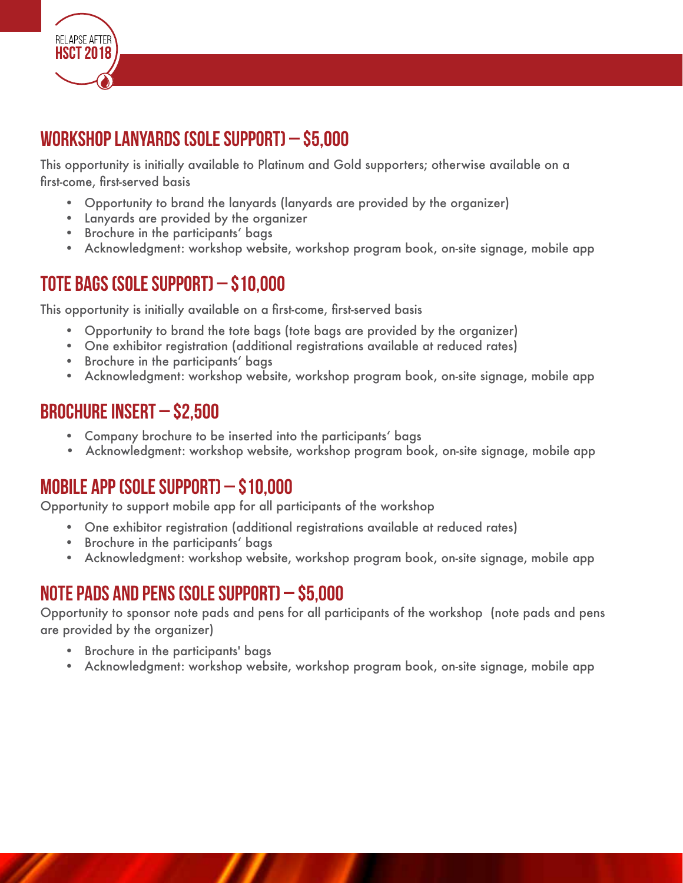## WORKSHOP LANYARDS (SOLE SUPPORT) – $5,000

This opportunity is initially available to Platinum and Gold supporters; otherwise available on a first-come, first-served basis

- Opportunity to brand the lanyards (lanyards are provided by the organizer)
- Lanyards are provided by the organizer
- Brochure in the participants' bags
- Acknowledgment: workshop website, workshop program book, on-site signage, mobile app

## TOTE BAGS (SOLE SUPPORT) – $10,000

This opportunity is initially available on a first-come, first-served basis

- Opportunity to brand the tote bags (tote bags are provided by the organizer)
- One exhibitor registration (additional registrations available at reduced rates)
- Brochure in the participants' bags
- Acknowledgment: workshop website, workshop program book, on-site signage, mobile app

## BROCHURE INSERT – $2,500

- Company brochure to be inserted into the participants' bags
- Acknowledgment: workshop website, workshop program book, on-site signage, mobile app

## MOBILE APP (SOLE SUPPORT) – $10,000

Opportunity to support mobile app for all participants of the workshop

- One exhibitor registration (additional registrations available at reduced rates)
- Brochure in the participants' bags
- Acknowledgment: workshop website, workshop program book, on-site signage, mobile app

## NOTE PADS AND PENS (SOLE SUPPORT) – $5,000

Opportunity to sponsor note pads and pens for all participants of the workshop (note pads and pens are provided by the organizer)

- Brochure in the participants' bags
- Acknowledgment: workshop website, workshop program book, on-site signage, mobile app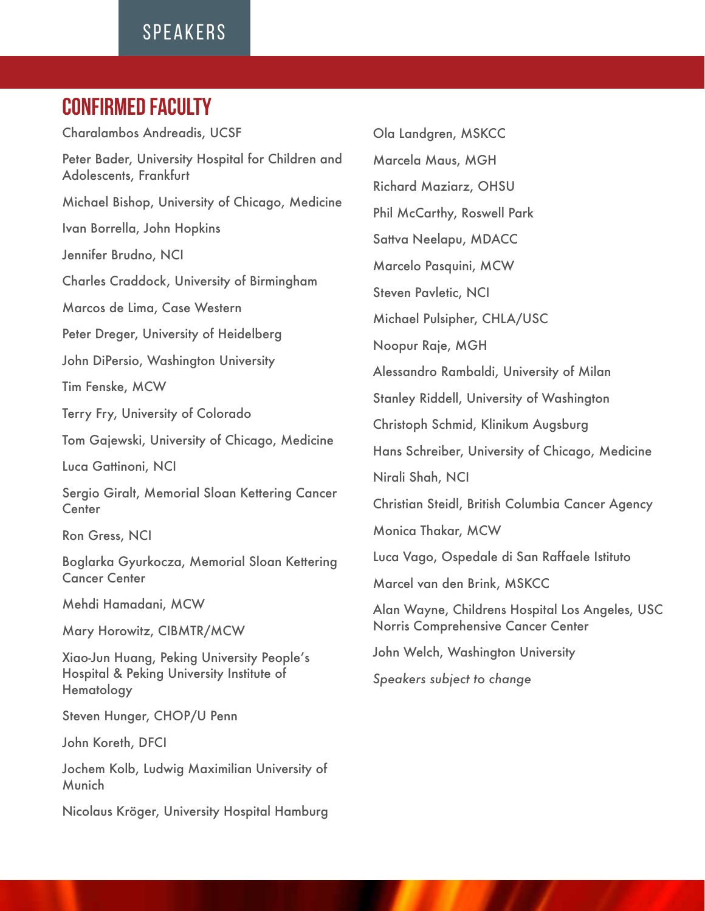# SPEAKERS

## CONFIRMED FACULTY

Charalambos Andreadis, UCSF

Peter Bader, University Hospital for Children and Adolescents, Frankfurt

Michael Bishop, University of Chicago, Medicine

Ivan Borrella, John Hopkins

Jennifer Brudno, NCI

Charles Craddock, University of Birmingham

Marcos de Lima, Case Western

Peter Dreger, University of Heidelberg

John DiPersio, Washington University

Tim Fenske, MCW

Terry Fry, University of Colorado

Tom Gajewski, University of Chicago, Medicine

Luca Gattinoni, NCI

Sergio Giralt, Memorial Sloan Kettering Cancer Center

Ron Gress, NCI

Boglarka Gyurkocza, Memorial Sloan Kettering Cancer Center

Mehdi Hamadani, MCW

Mary Horowitz, CIBMTR/MCW

Xiao-Jun Huang, Peking University People's Hospital & Peking University Institute of Hematology

Steven Hunger, CHOP/U Penn

John Koreth, DFCI

Jochem Kolb, Ludwig Maximilian University of Munich

Nicolaus Kröger, University Hospital Hamburg

Ola Landgren, MSKCC

Marcela Maus, MGH

Richard Maziarz, OHSU

Phil McCarthy, Roswell Park

Sattva Neelapu, MDACC

Marcelo Pasquini, MCW

Steven Pavletic, NCI

Michael Pulsipher, CHLA/USC

Noopur Raje, MGH

Alessandro Rambaldi, University of Milan

Stanley Riddell, University of Washington

Christoph Schmid, Klinikum Augsburg

Hans Schreiber, University of Chicago, Medicine

Nirali Shah, NCI

Christian Steidl, British Columbia Cancer Agency

Monica Thakar, MCW

Luca Vago, Ospedale di San Raffaele Istituto

Marcel van den Brink, MSKCC

Alan Wayne, Childrens Hospital Los Angeles, USC Norris Comprehensive Cancer Center

John Welch, Washington University

*Speakers subject to change*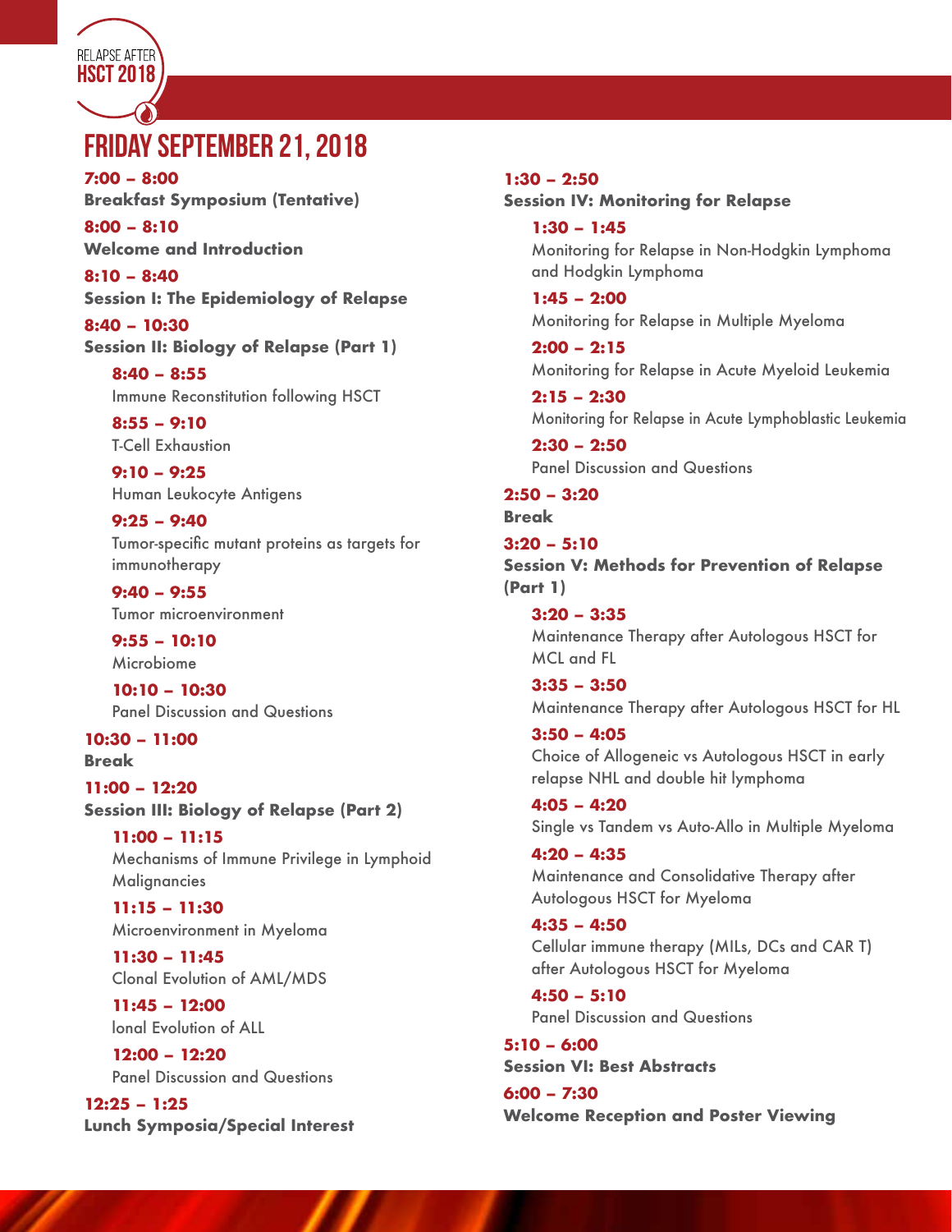# FRIDAY SEPTEMBER 21, 2018

**7:00 – 8:00**
**Breakfast Symposium (Tentative)**

**8:00 – 8:10**
**Welcome and Introduction**

**8:10 – 8:40**
**Session I: The Epidemiology of Relapse**

**8:40 – 10:30**
**Session II: Biology of Relapse (Part 1)**

**8:40 – 8:55**
Immune Reconstitution following HSCT

**8:55 – 9:10**
T-Cell Exhaustion

**9:10 – 9:25**
Human Leukocyte Antigens

**9:25 – 9:40**
Tumor-specific mutant proteins as targets for immunotherapy

**9:40 – 9:55**
Tumor microenvironment

**9:55 – 10:10**
Microbiome

**10:10 – 10:30**
Panel Discussion and Questions

**10:30 – 11:00**
**Break**

**11:00 – 12:20**
**Session III: Biology of Relapse (Part 2)**

**11:00 – 11:15**
Mechanisms of Immune Privilege in Lymphoid Malignancies

**11:15 – 11:30**
Microenvironment in Myeloma

**11:30 – 11:45**
Clonal Evolution of AML/MDS

**11:45 – 12:00**
lonal Evolution of ALL

**12:00 – 12:20**
Panel Discussion and Questions

**12:25 – 1:25**
**Lunch Symposia/Special Interest**

**1:30 – 2:50**
**Session IV: Monitoring for Relapse**

**1:30 – 1:45**
Monitoring for Relapse in Non-Hodgkin Lymphoma and Hodgkin Lymphoma

**1:45 – 2:00**
Monitoring for Relapse in Multiple Myeloma

**2:00 – 2:15**
Monitoring for Relapse in Acute Myeloid Leukemia

**2:15 – 2:30**
Monitoring for Relapse in Acute Lymphoblastic Leukemia

**2:30 – 2:50**
Panel Discussion and Questions

**2:50 – 3:20**
**Break**

**3:20 – 5:10**
**Session V: Methods for Prevention of Relapse (Part 1)**

**3:20 – 3:35**
Maintenance Therapy after Autologous HSCT for MCL and FL

**3:35 – 3:50**
Maintenance Therapy after Autologous HSCT for HL

**3:50 – 4:05**
Choice of Allogeneic vs Autologous HSCT in early relapse NHL and double hit lymphoma

**4:05 – 4:20**
Single vs Tandem vs Auto-Allo in Multiple Myeloma

**4:20 – 4:35**
Maintenance and Consolidative Therapy after Autologous HSCT for Myeloma

**4:35 – 4:50**
Cellular immune therapy (MILs, DCs and CAR T) after Autologous HSCT for Myeloma

**4:50 – 5:10**
Panel Discussion and Questions

**5:10 – 6:00**
**Session VI: Best Abstracts**

**6:00 – 7:30**
**Welcome Reception and Poster Viewing**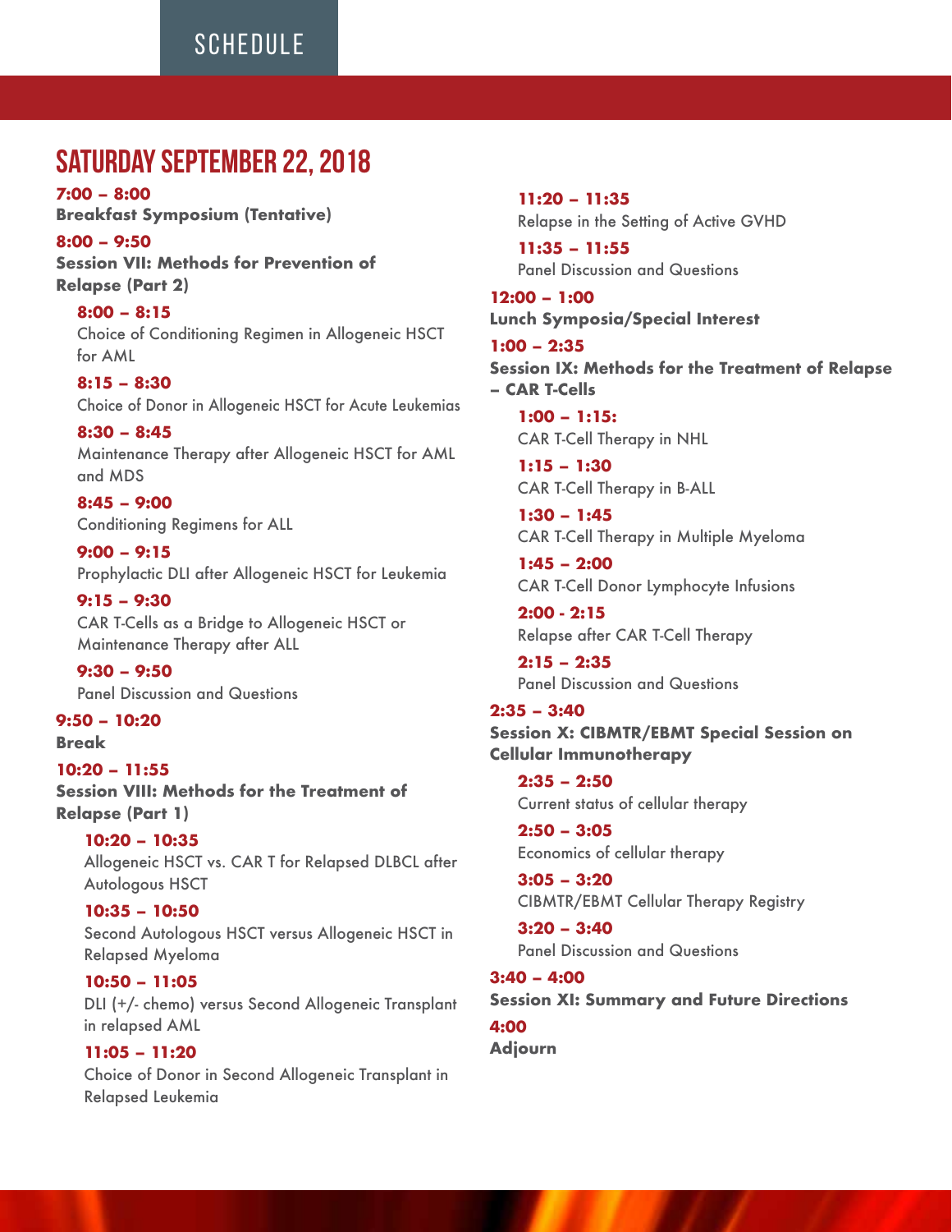# SCHEDULE

## SATURDAY SEPTEMBER 22, 2018

**7:00 – 8:00**
**Breakfast Symposium (Tentative)**

**8:00 – 9:50**
**Session VII: Methods for Prevention of Relapse (Part 2)**

**8:00 – 8:15**
Choice of Conditioning Regimen in Allogeneic HSCT for AML

**8:15 – 8:30**
Choice of Donor in Allogeneic HSCT for Acute Leukemias

**8:30 – 8:45**
Maintenance Therapy after Allogeneic HSCT for AML and MDS

**8:45 – 9:00**
Conditioning Regimens for ALL

**9:00 – 9:15**
Prophylactic DLI after Allogeneic HSCT for Leukemia

**9:15 – 9:30**
CAR T-Cells as a Bridge to Allogeneic HSCT or Maintenance Therapy after ALL

**9:30 – 9:50**
Panel Discussion and Questions

**9:50 – 10:20**
**Break**

**10:20 – 11:55**
**Session VIII: Methods for the Treatment of Relapse (Part 1)**

**10:20 – 10:35**
Allogeneic HSCT vs. CAR T for Relapsed DLBCL after Autologous HSCT

**10:35 – 10:50**
Second Autologous HSCT versus Allogeneic HSCT in Relapsed Myeloma

**10:50 – 11:05**
DLI (+/- chemo) versus Second Allogeneic Transplant in relapsed AML

**11:05 – 11:20**
Choice of Donor in Second Allogeneic Transplant in Relapsed Leukemia

**11:20 – 11:35**
Relapse in the Setting of Active GVHD

**11:35 – 11:55**
Panel Discussion and Questions

**12:00 – 1:00**
**Lunch Symposia/Special Interest**

**1:00 – 2:35**
**Session IX: Methods for the Treatment of Relapse – CAR T-Cells**

**1:00 – 1:15:**
CAR T-Cell Therapy in NHL

**1:15 – 1:30**
CAR T-Cell Therapy in B-ALL

**1:30 – 1:45**
CAR T-Cell Therapy in Multiple Myeloma

**1:45 – 2:00**
CAR T-Cell Donor Lymphocyte Infusions

**2:00 - 2:15**
Relapse after CAR T-Cell Therapy

**2:15 – 2:35**
Panel Discussion and Questions

**2:35 – 3:40**
**Session X: CIBMTR/EBMT Special Session on Cellular Immunotherapy**

**2:35 – 2:50**
Current status of cellular therapy

**2:50 – 3:05**
Economics of cellular therapy

**3:05 – 3:20**
CIBMTR/EBMT Cellular Therapy Registry

**3:20 – 3:40**
Panel Discussion and Questions

**3:40 – 4:00**
**Session XI: Summary and Future Directions**

**4:00**
**Adjourn**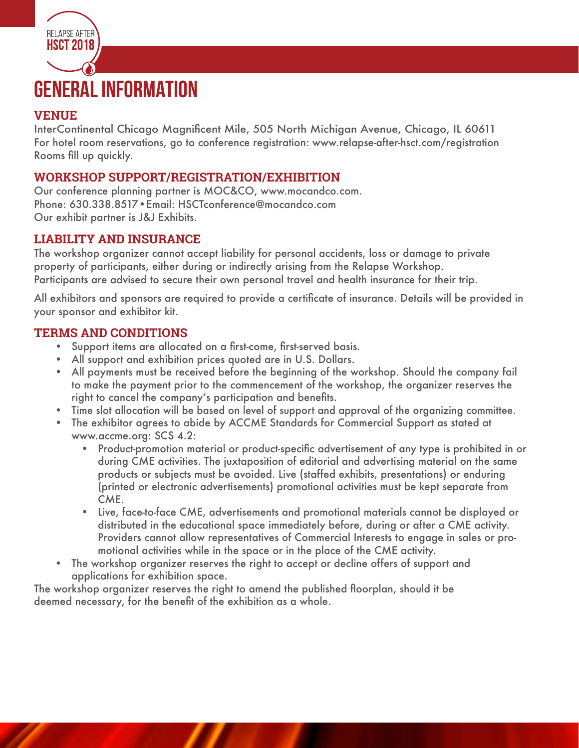# GENERAL INFORMATION

## VENUE

InterContinental Chicago Magnificent Mile, 505 North Michigan Avenue, Chicago, IL 60611
For hotel room reservations, go to conference registration: www.relapse-after-hsct.com/registration
Rooms fill up quickly.

## WORKSHOP SUPPORT/REGISTRATION/EXHIBITION

Our conference planning partner is MOC&CO, www.mocandco.com.
Phone: 630.338.8517 • Email: HSCTconference@mocandco.com
Our exhibit partner is J&J Exhibits.

## LIABILITY AND INSURANCE

The workshop organizer cannot accept liability for personal accidents, loss or damage to private property of participants, either during or indirectly arising from the Relapse Workshop. Participants are advised to secure their own personal travel and health insurance for their trip.

All exhibitors and sponsors are required to provide a certificate of insurance. Details will be provided in your sponsor and exhibitor kit.

## TERMS AND CONDITIONS

- Support items are allocated on a first-come, first-served basis.
- All support and exhibition prices quoted are in U.S. Dollars.
- All payments must be received before the beginning of the workshop. Should the company fail to make the payment prior to the commencement of the workshop, the organizer reserves the right to cancel the company's participation and benefits.
- Time slot allocation will be based on level of support and approval of the organizing committee.
- The exhibitor agrees to abide by ACCME Standards for Commercial Support as stated at www.accme.org: SCS 4.2:
  - Product-promotion material or product-specific advertisement of any type is prohibited in or during CME activities. The juxtaposition of editorial and advertising material on the same products or subjects must be avoided. Live (staffed exhibits, presentations) or enduring (printed or electronic advertisements) promotional activities must be kept separate from CME.
  - Live, face-to-face CME, advertisements and promotional materials cannot be displayed or distributed in the educational space immediately before, during or after a CME activity. Providers cannot allow representatives of Commercial Interests to engage in sales or promotional activities while in the space or in the place of the CME activity.
- The workshop organizer reserves the right to accept or decline offers of support and applications for exhibition space.

The workshop organizer reserves the right to amend the published floorplan, should it be deemed necessary, for the benefit of the exhibition as a whole.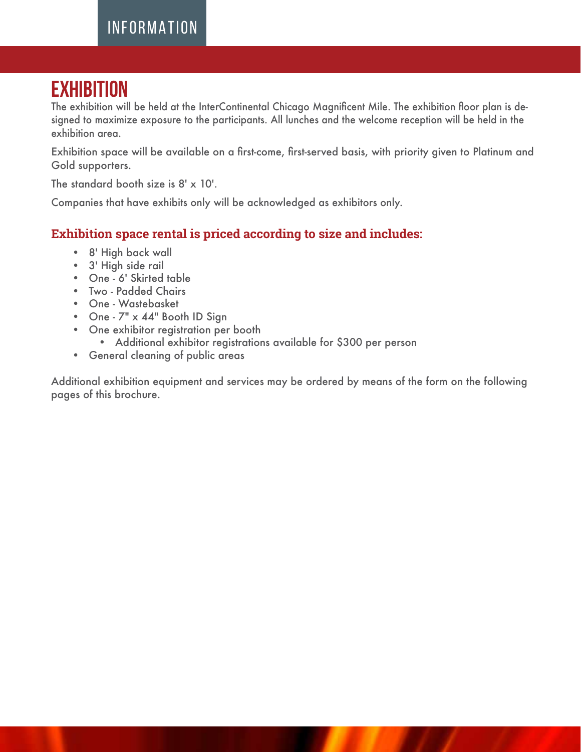# INFORMATION

## EXHIBITION

The exhibition will be held at the InterContinental Chicago Magnificent Mile. The exhibition floor plan is designed to maximize exposure to the participants. All lunches and the welcome reception will be held in the exhibition area.

Exhibition space will be available on a first-come, first-served basis, with priority given to Platinum and Gold supporters.

The standard booth size is 8' x 10'.

Companies that have exhibits only will be acknowledged as exhibitors only.

### Exhibition space rental is priced according to size and includes:

- 8' High back wall
- 3' High side rail
- One - 6' Skirted table
- Two - Padded Chairs
- One - Wastebasket
- One - 7" x 44" Booth ID Sign
- One exhibitor registration per booth
  - Additional exhibitor registrations available for $300 per person
- General cleaning of public areas

Additional exhibition equipment and services may be ordered by means of the form on the following pages of this brochure.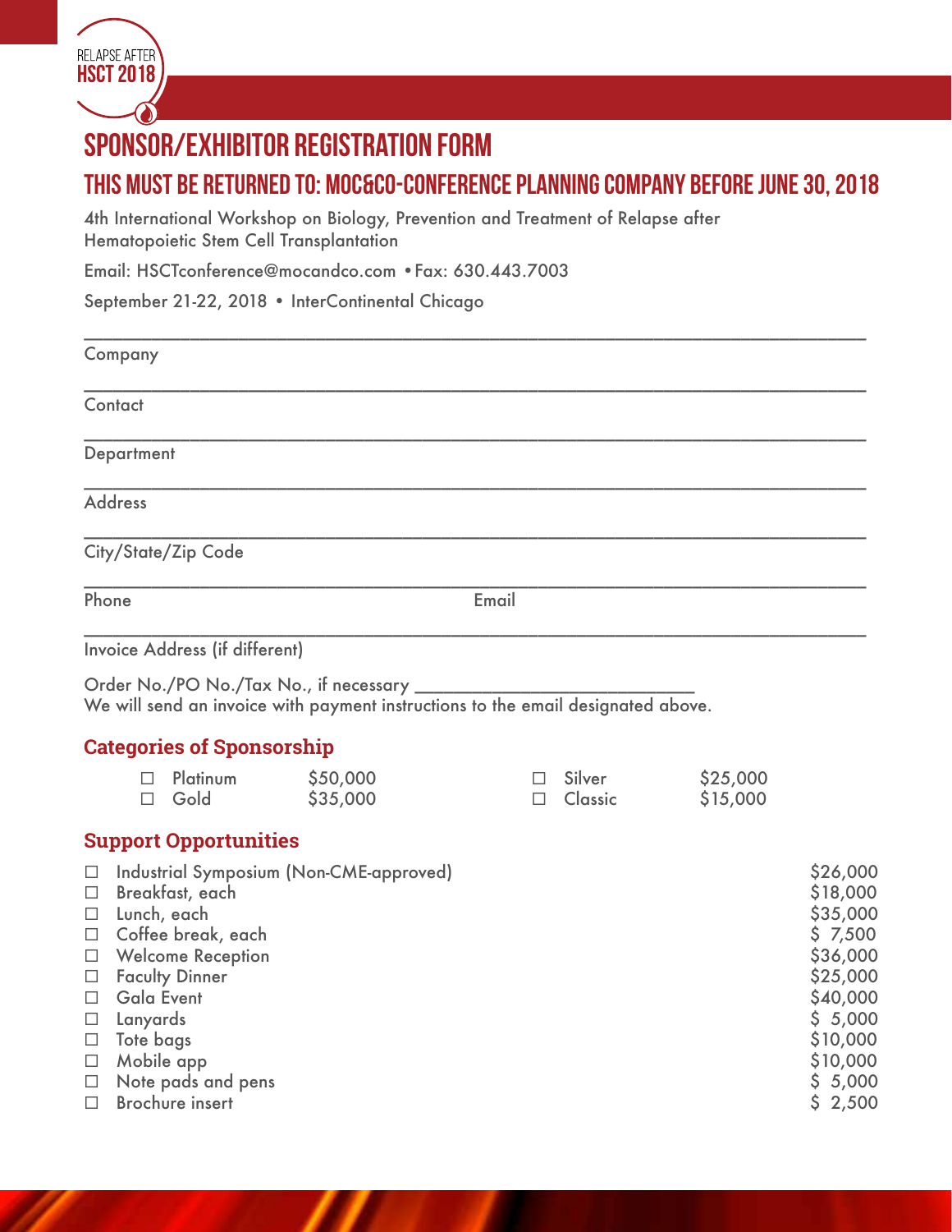RELAPSE AFTER HSCT 2018

# SPONSOR/EXHIBITOR REGISTRATION FORM

## THIS MUST BE RETURNED TO: MOC&CO-CONFERENCE PLANNING COMPANY BEFORE JUNE 30, 2018

4th International Workshop on Biology, Prevention and Treatment of Relapse after Hematopoietic Stem Cell Transplantation

Email: HSCTconference@mocandco.com • Fax: 630.443.7003

September 21-22, 2018 • InterContinental Chicago

______________________________________________
Company

______________________________________________
Contact

______________________________________________
Department

______________________________________________
Address

______________________________________________
City/State/Zip Code

______________________________________________
Phone Email

______________________________________________
Invoice Address (if different)

Order No./PO No./Tax No., if necessary ____________________________
We will send an invoice with payment instructions to the email designated above.

### Categories of Sponsorship

| | | | |
|---|---|---|---|
| ☐ Platinum | $50,000 | ☐ Silver | $25,000 |
| ☐ Gold | $35,000 | ☐ Classic | $15,000 |

### Support Opportunities

| | |
|---|---|
| ☐ Industrial Symposium (Non-CME-approved) | $26,000 |
| ☐ Breakfast, each | $18,000 |
| ☐ Lunch, each | $35,000 |
| ☐ Coffee break, each | $ 7,500 |
| ☐ Welcome Reception | $36,000 |
| ☐ Faculty Dinner | $25,000 |
| ☐ Gala Event | $40,000 |
| ☐ Lanyards | $ 5,000 |
| ☐ Tote bags | $10,000 |
| ☐ Mobile app | $10,000 |
| ☐ Note pads and pens | $ 5,000 |
| ☐ Brochure insert | $ 2,500 |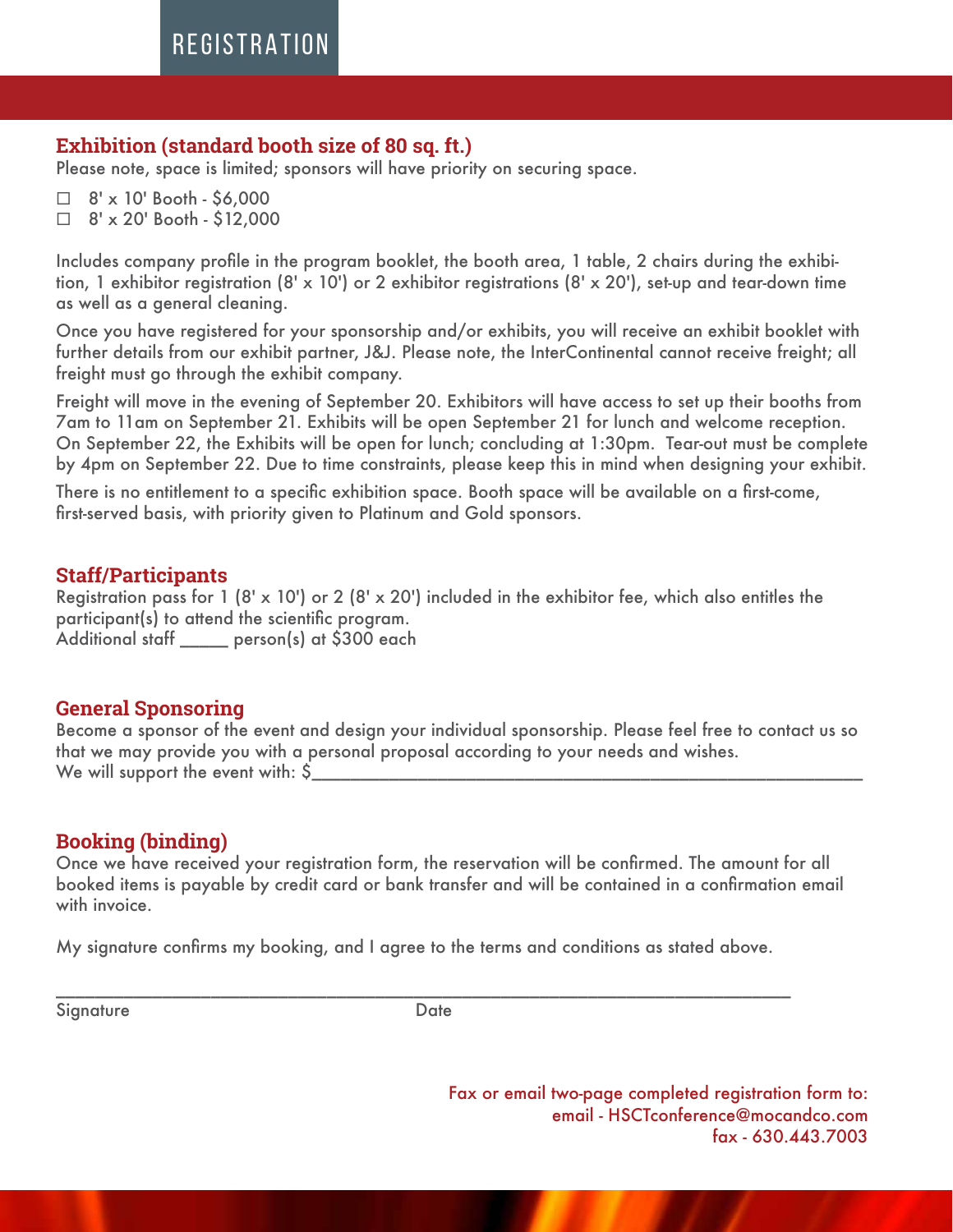# REGISTRATION

## Exhibition (standard booth size of 80 sq. ft.)

Please note, space is limited; sponsors will have priority on securing space.

- ☐ 8' x 10' Booth - $6,000
- ☐ 8' x 20' Booth - $12,000

Includes company profile in the program booklet, the booth area, 1 table, 2 chairs during the exhibition, 1 exhibitor registration (8' x 10') or 2 exhibitor registrations (8' x 20'), set-up and tear-down time as well as a general cleaning.

Once you have registered for your sponsorship and/or exhibits, you will receive an exhibit booklet with further details from our exhibit partner, J&J. Please note, the InterContinental cannot receive freight; all freight must go through the exhibit company.

Freight will move in the evening of September 20. Exhibitors will have access to set up their booths from 7am to 11am on September 21. Exhibits will be open September 21 for lunch and welcome reception. On September 22, the Exhibits will be open for lunch; concluding at 1:30pm. Tear-out must be complete by 4pm on September 22. Due to time constraints, please keep this in mind when designing your exhibit.

There is no entitlement to a specific exhibition space. Booth space will be available on a first-come, first-served basis, with priority given to Platinum and Gold sponsors.

## Staff/Participants

Registration pass for 1 (8' x 10') or 2 (8' x 20') included in the exhibitor fee, which also entitles the participant(s) to attend the scientific program.
Additional staff _____ person(s) at $300 each

## General Sponsoring

Become a sponsor of the event and design your individual sponsorship. Please feel free to contact us so that we may provide you with a personal proposal according to your needs and wishes.
We will support the event with: $____________________________________________________________

## Booking (binding)

Once we have received your registration form, the reservation will be confirmed. The amount for all booked items is payable by credit card or bank transfer and will be contained in a confirmation email with invoice.

My signature confirms my booking, and I agree to the terms and conditions as stated above.

_______________________________________________________________________________

Signature Date

Fax or email two-page completed registration form to:
email - HSCTconference@mocandco.com
fax - 630.443.7003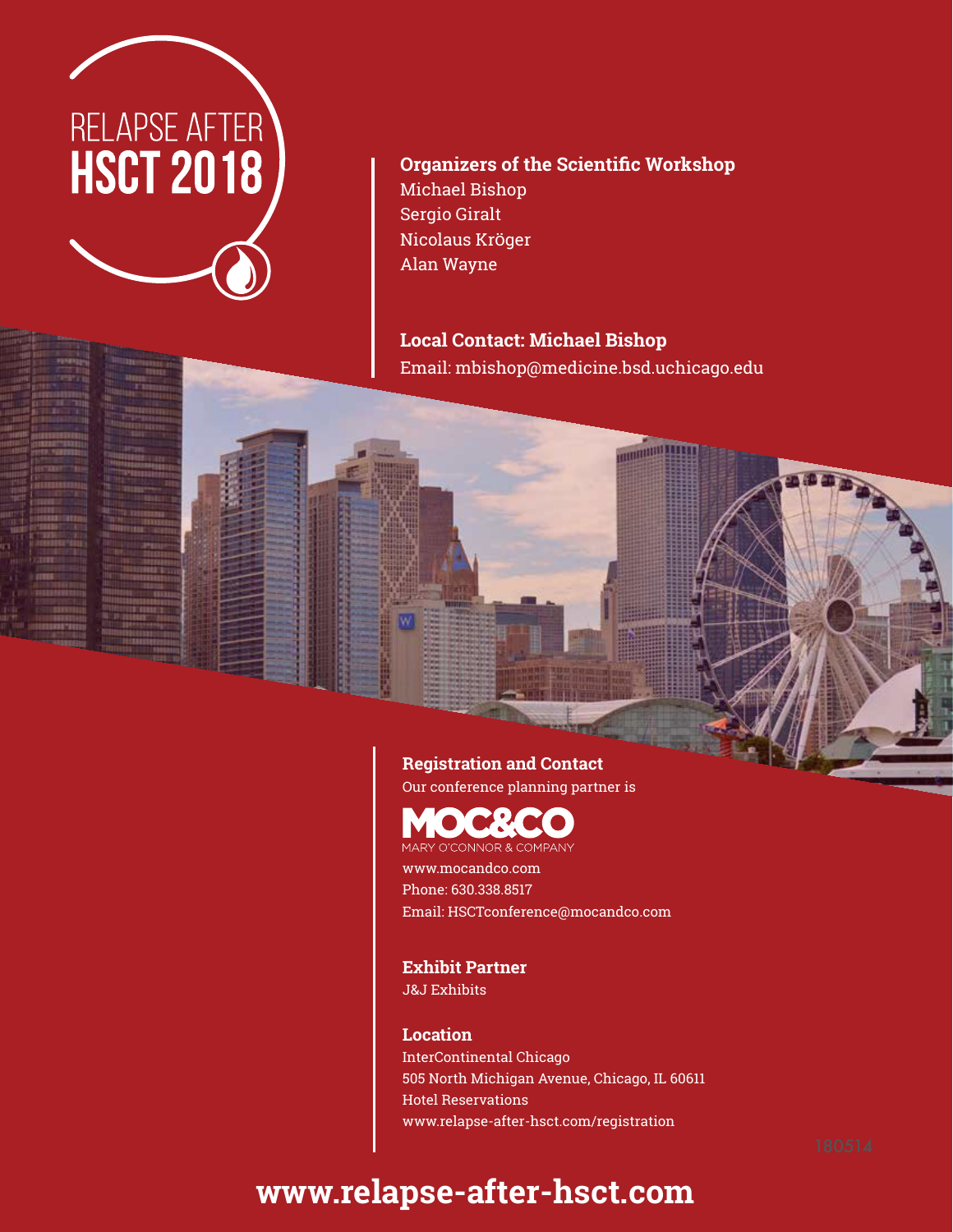# RELAPSE AFTER HSCT 2018

**Organizers of the Scientific Workshop**
Michael Bishop
Sergio Giralt
Nicolaus Kröger
Alan Wayne

**Local Contact: Michael Bishop**
Email: mbishop@medicine.bsd.uchicago.edu

**Registration and Contact**
Our conference planning partner is

MOC&CO
MARY O'CONNOR & COMPANY
www.mocandco.com
Phone: 630.338.8517
Email: HSCTconference@mocandco.com

**Exhibit Partner**
J&J Exhibits

**Location**
InterContinental Chicago
505 North Michigan Avenue, Chicago, IL 60611
Hotel Reservations
www.relapse-after-hsct.com/registration

180514

**www.relapse-after-hsct.com**